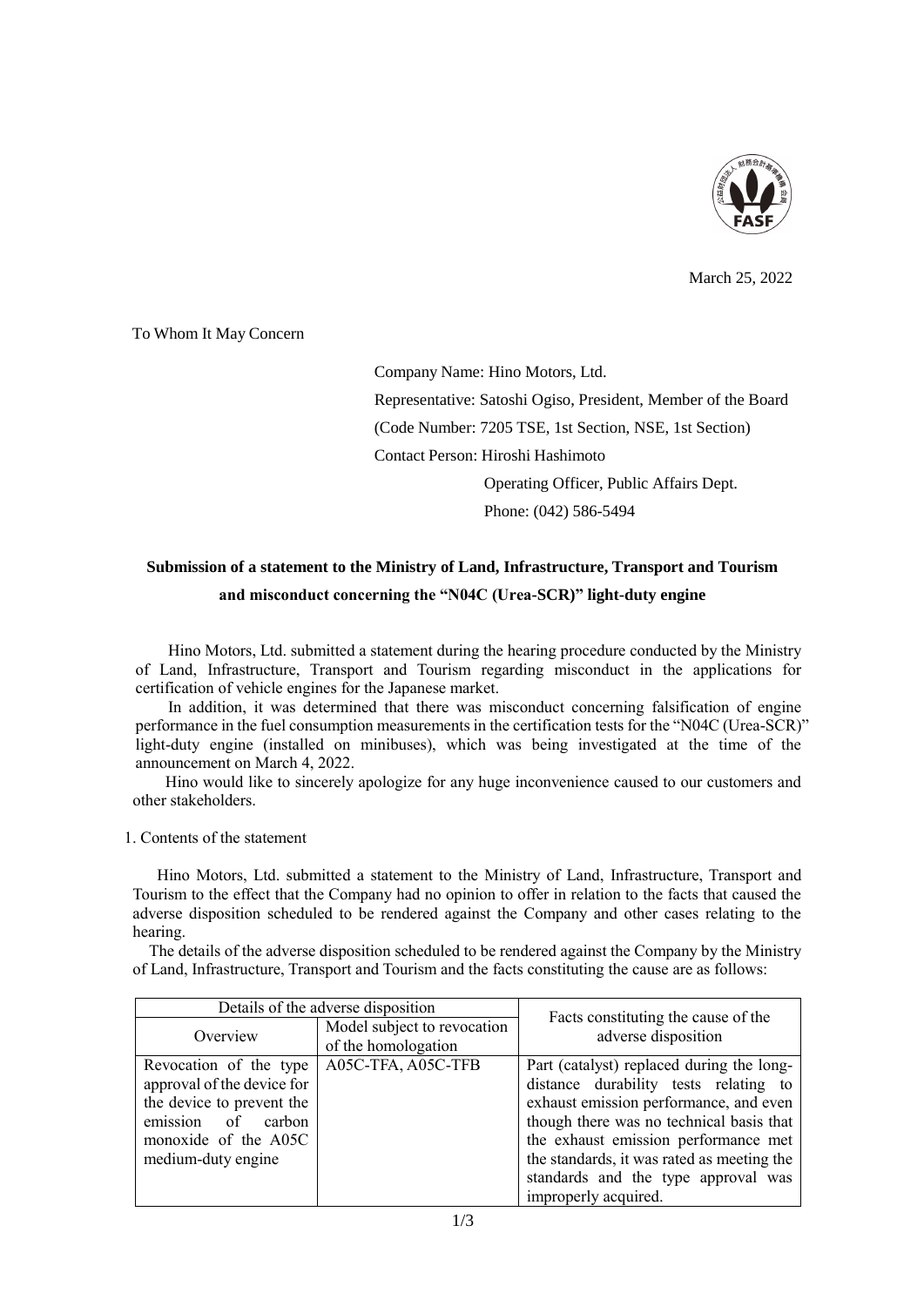March 25, 2022

To Whom It May Concern

Company Name: Hino Motors, Ltd.

Representative: Satoshi Ogiso, President, Member of the Board

(Code Number: 7205 TSE, 1st Section, NSE, 1st Section)

Contact Person: Hiroshi Hashimoto

Operating Officer, Public Affairs Dept.

Phone: (042) 586-5494

**Submission of a statement to the Ministry of Land, Infrastructure, Transport and Tourism and misconduct concerning the "N04C (Urea-SCR)" light-duty engine**

Hino Motors, Ltd. submitted a statement during the hearing procedure conducted by the Ministry of Land, Infrastructure, Transport and Tourism regarding misconduct in the applications for certification of vehicle engines for the Japanese market.

In addition, it was determined that there was misconduct concerning falsification of engine performance in the fuel consumption measurements in the certification tests for the "N04C (Urea-SCR)" light-duty engine (installed on minibuses), which was being investigated at the time of the announcement on March 4, 2022.

Hino would like to sincerely apologize for any huge inconvenience caused to our customers and other stakeholders.

1. Contents of the statement

Hino Motors, Ltd. submitted a statement to the Ministry of Land, Infrastructure, Transport and Tourism to the effect that the Company had no opinion to offer in relation to the facts that caused the adverse disposition scheduled to be rendered against the Company and other cases relating to the hearing.

The details of the adverse disposition scheduled to be rendered against the Company by the Ministry of Land, Infrastructure, Transport and Tourism and the facts constituting the cause are as follows:

| Details of the adverse disposition | | Facts constituting the cause of the adverse disposition |
|---|---|---|
| Overview | Model subject to revocation of the homologation | |
| Revocation of the type approval of the device for the device to prevent the emission of carbon monoxide of the A05C medium-duty engine | A05C-TFA, A05C-TFB | Part (catalyst) replaced during the long-distance durability tests relating to exhaust emission performance, and even though there was no technical basis that the exhaust emission performance met the standards, it was rated as meeting the standards and the type approval was improperly acquired. |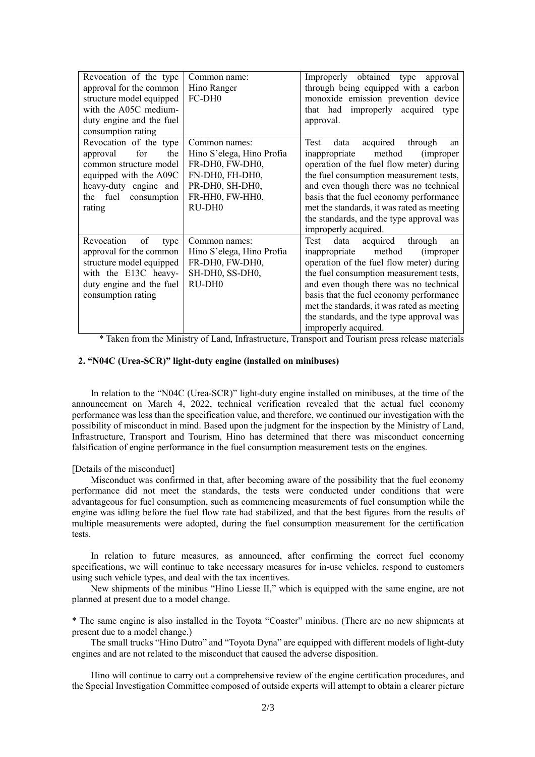| Revocation of the type approval for the common structure model equipped with the A05C medium-duty engine and the fuel consumption rating | Common name: Hino Ranger FC-DH0 | Improperly obtained type approval through being equipped with a carbon monoxide emission prevention device that had improperly acquired type approval. |
|---|---|---|
| Revocation of the type approval for the common structure model equipped with the A09C heavy-duty engine and the fuel consumption rating | Common names: Hino S'elega, Hino Profia FR-DH0, FW-DH0, FN-DH0, FH-DH0, PR-DH0, SH-DH0, FR-HH0, FW-HH0, RU-DH0 | Test data acquired through an inappropriate method (improper operation of the fuel flow meter) during the fuel consumption measurement tests, and even though there was no technical basis that the fuel economy performance met the standards, it was rated as meeting the standards, and the type approval was improperly acquired. |
| Revocation of type approval for the common structure model equipped with the E13C heavy-duty engine and the fuel consumption rating | Common names: Hino S'elega, Hino Profia FR-DH0, FW-DH0, SH-DH0, SS-DH0, RU-DH0 | Test data acquired through an inappropriate method (improper operation of the fuel flow meter) during the fuel consumption measurement tests, and even though there was no technical basis that the fuel economy performance met the standards, it was rated as meeting the standards, and the type approval was improperly acquired. |

\* Taken from the Ministry of Land, Infrastructure, Transport and Tourism press release materials

## 2. "N04C (Urea-SCR)" light-duty engine (installed on minibuses)

In relation to the "N04C (Urea-SCR)" light-duty engine installed on minibuses, at the time of the announcement on March 4, 2022, technical verification revealed that the actual fuel economy performance was less than the specification value, and therefore, we continued our investigation with the possibility of misconduct in mind. Based upon the judgment for the inspection by the Ministry of Land, Infrastructure, Transport and Tourism, Hino has determined that there was misconduct concerning falsification of engine performance in the fuel consumption measurement tests on the engines.

[Details of the misconduct]

Misconduct was confirmed in that, after becoming aware of the possibility that the fuel economy performance did not meet the standards, the tests were conducted under conditions that were advantageous for fuel consumption, such as commencing measurements of fuel consumption while the engine was idling before the fuel flow rate had stabilized, and that the best figures from the results of multiple measurements were adopted, during the fuel consumption measurement for the certification tests.

In relation to future measures, as announced, after confirming the correct fuel economy specifications, we will continue to take necessary measures for in-use vehicles, respond to customers using such vehicle types, and deal with the tax incentives.

New shipments of the minibus "Hino Liesse II," which is equipped with the same engine, are not planned at present due to a model change.

\* The same engine is also installed in the Toyota "Coaster" minibus. (There are no new shipments at present due to a model change.)

The small trucks "Hino Dutro" and "Toyota Dyna" are equipped with different models of light-duty engines and are not related to the misconduct that caused the adverse disposition.

Hino will continue to carry out a comprehensive review of the engine certification procedures, and the Special Investigation Committee composed of outside experts will attempt to obtain a clearer picture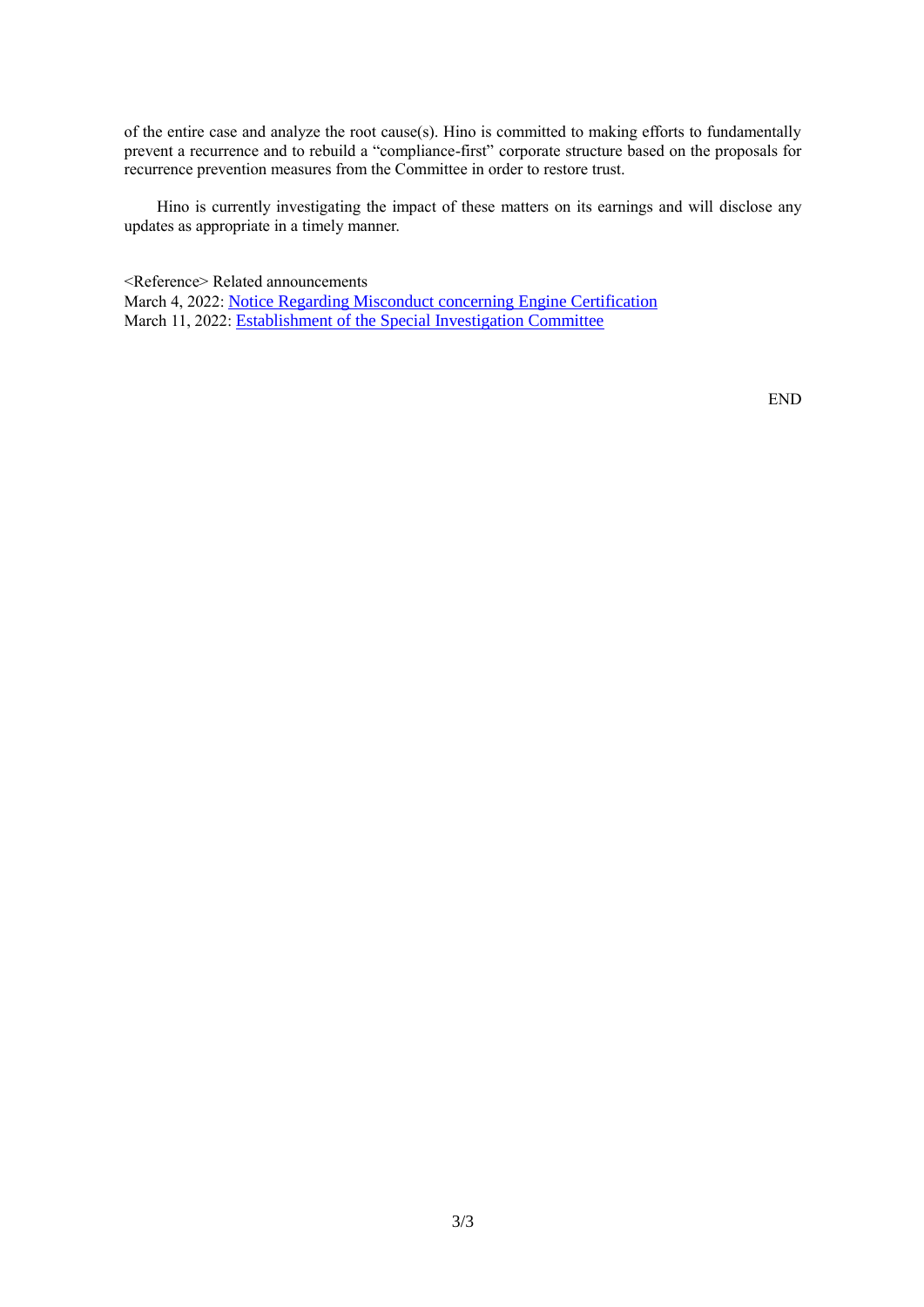of the entire case and analyze the root cause(s). Hino is committed to making efforts to fundamentally prevent a recurrence and to rebuild a "compliance-first" corporate structure based on the proposals for recurrence prevention measures from the Committee in order to restore trust.

Hino is currently investigating the impact of these matters on its earnings and will disclose any updates as appropriate in a timely manner.

<Reference> Related announcements
March 4, 2022: Notice Regarding Misconduct concerning Engine Certification
March 11, 2022: Establishment of the Special Investigation Committee

END